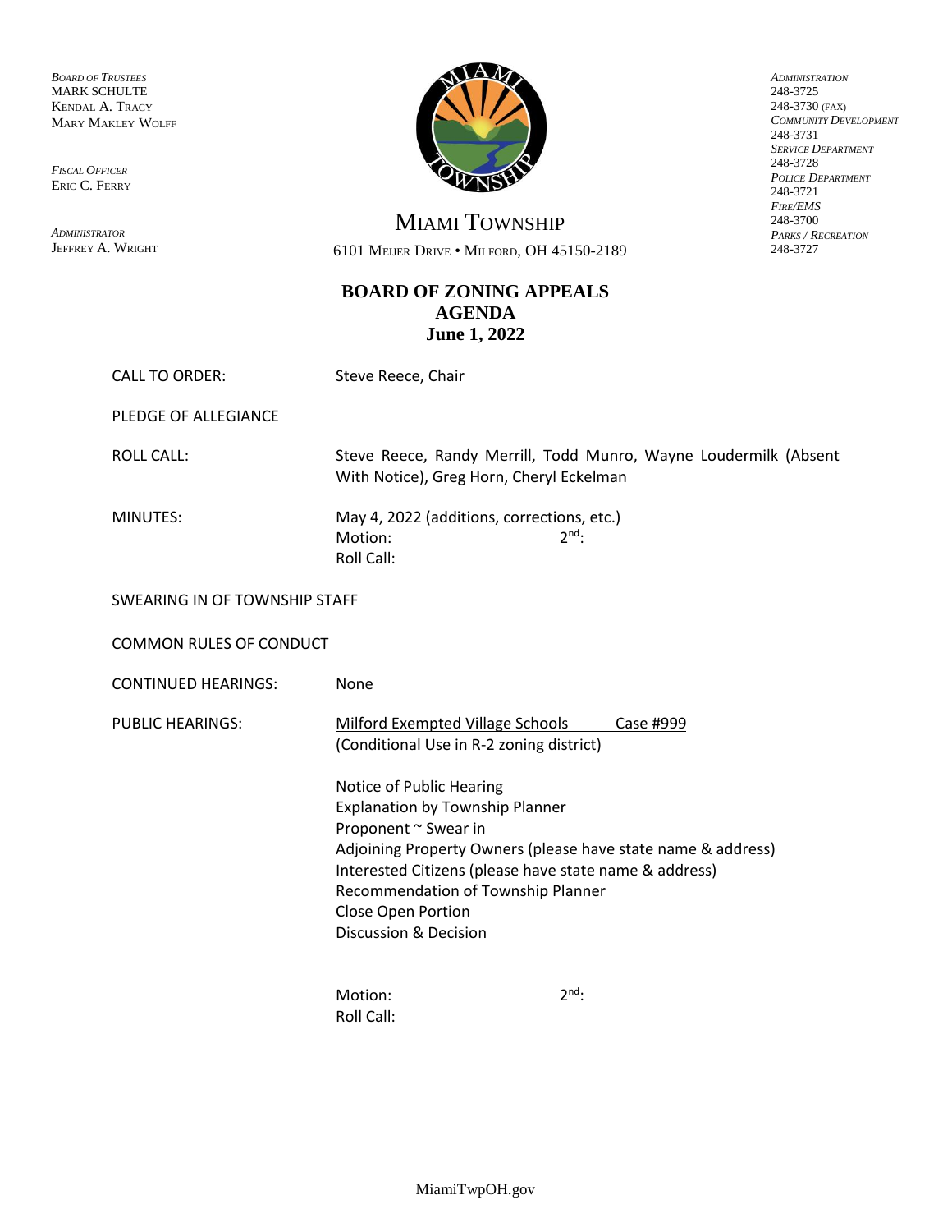*Board of Trustees*
Mark Schulte
Kendal A. Tracy
Mary Makley Wolff

*Fiscal Officer*
Eric C. Ferry

*Administrator*
Jeffrey A. Wright

# Miami Township

6101 Meijer Drive • Milford, OH 45150-2189

*Administration*
248-3725
248-3730 (fax)
*Community Development*
248-3731
*Service Department*
248-3728
*Police Department*
248-3721
*Fire/EMS*
248-3700
*Parks / Recreation*
248-3727

## BOARD OF ZONING APPEALS
## AGENDA
## June 1, 2022

CALL TO ORDER: Steve Reece, Chair

PLEDGE OF ALLEGIANCE

ROLL CALL: Steve Reece, Randy Merrill, Todd Munro, Wayne Loudermilk (Absent With Notice), Greg Horn, Cheryl Eckelman

MINUTES: May 4, 2022 (additions, corrections, etc.)
Motion: 2nd:
Roll Call:

SWEARING IN OF TOWNSHIP STAFF

COMMON RULES OF CONDUCT

CONTINUED HEARINGS: None

PUBLIC HEARINGS: Milford Exempted Village Schools Case #999
(Conditional Use in R-2 zoning district)

Notice of Public Hearing
Explanation by Township Planner
Proponent ~ Swear in
Adjoining Property Owners (please have state name & address)
Interested Citizens (please have state name & address)
Recommendation of Township Planner
Close Open Portion
Discussion & Decision

Motion: 2nd:
Roll Call: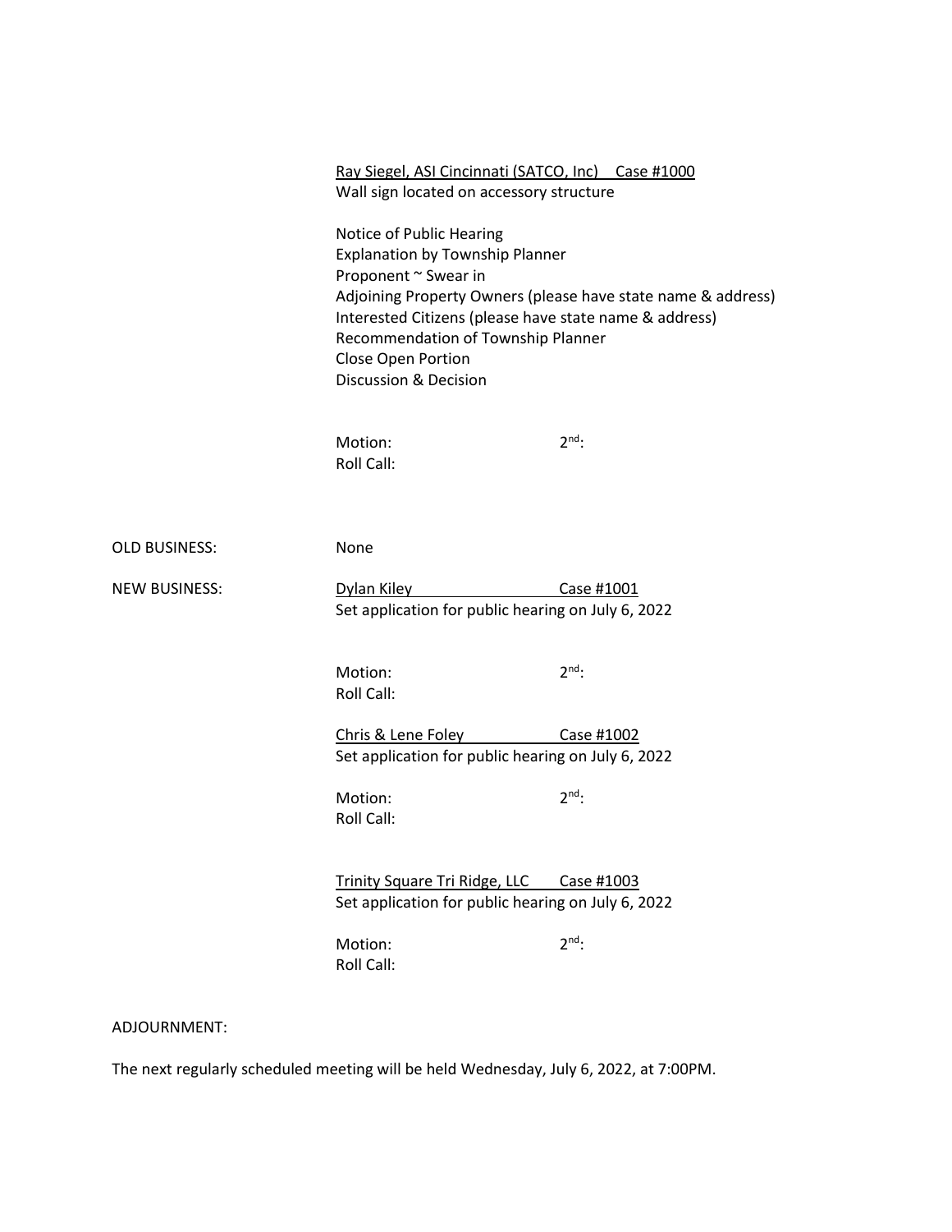<u>Ray Siegel, ASI Cincinnati (SATCO, Inc)    Case #1000</u>
Wall sign located on accessory structure

Notice of Public Hearing
Explanation by Township Planner
Proponent ~ Swear in
Adjoining Property Owners (please have state name & address)
Interested Citizens (please have state name & address)
Recommendation of Township Planner
Close Open Portion
Discussion & Decision

Motion: 2nd:
Roll Call:

OLD BUSINESS: None

NEW BUSINESS:

<u>Dylan Kiley                    Case #1001</u>
Set application for public hearing on July 6, 2022

Motion: 2nd:
Roll Call:

<u>Chris & Lene Foley             Case #1002</u>
Set application for public hearing on July 6, 2022

Motion: 2nd:
Roll Call:

<u>Trinity Square Tri Ridge, LLC    Case #1003</u>
Set application for public hearing on July 6, 2022

Motion: 2nd:
Roll Call:

ADJOURNMENT:

The next regularly scheduled meeting will be held Wednesday, July 6, 2022, at 7:00PM.